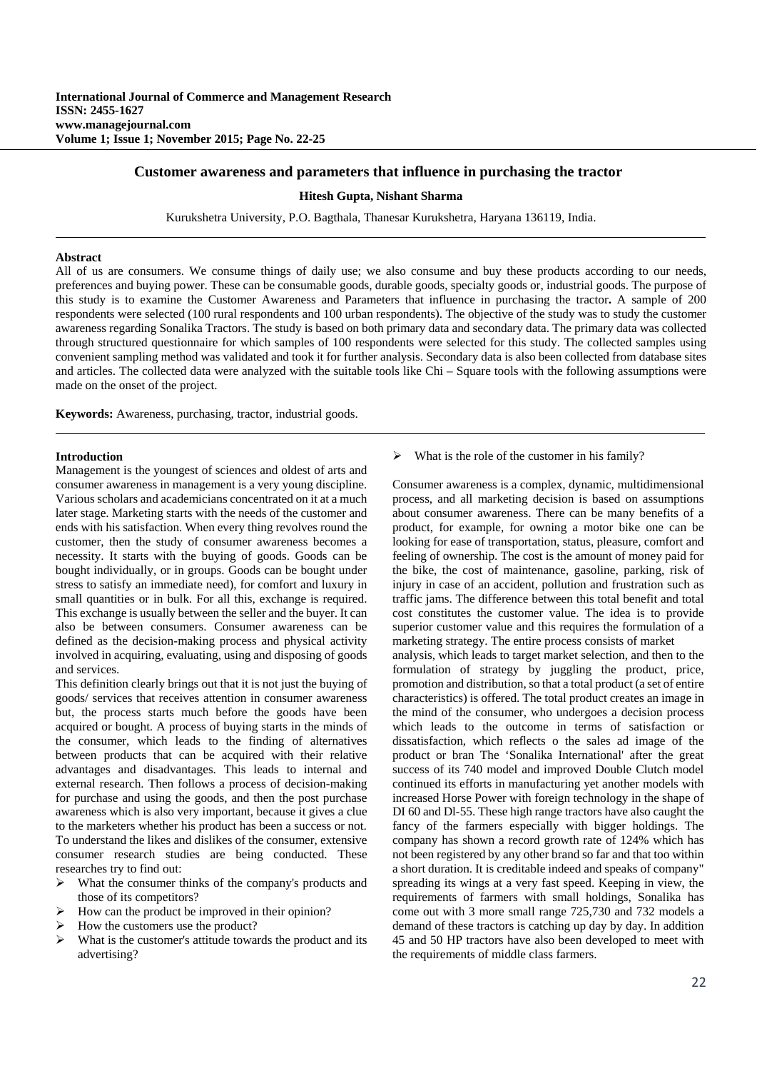# Customer awareness and parameters that influence in purchasing the tractor

**Hitesh Gupta, Nishant Sharma**

Kurukshetra University, P.O. Bagthala, Thanesar Kurukshetra, Haryana 136119, India.

## Abstract

All of us are consumers. We consume things of daily use; we also consume and buy these products according to our needs, preferences and buying power. These can be consumable goods, durable goods, specialty goods or, industrial goods. The purpose of this study is to examine the Customer Awareness and Parameters that influence in purchasing the tractor**.** A sample of 200 respondents were selected (100 rural respondents and 100 urban respondents). The objective of the study was to study the customer awareness regarding Sonalika Tractors. The study is based on both primary data and secondary data. The primary data was collected through structured questionnaire for which samples of 100 respondents were selected for this study. The collected samples using convenient sampling method was validated and took it for further analysis. Secondary data is also been collected from database sites and articles. The collected data were analyzed with the suitable tools like Chi – Square tools with the following assumptions were made on the onset of the project.

**Keywords:** Awareness, purchasing, tractor, industrial goods.

## Introduction

Management is the youngest of sciences and oldest of arts and consumer awareness in management is a very young discipline. Various scholars and academicians concentrated on it at a much later stage. Marketing starts with the needs of the customer and ends with his satisfaction. When every thing revolves round the customer, then the study of consumer awareness becomes a necessity. It starts with the buying of goods. Goods can be bought individually, or in groups. Goods can be bought under stress to satisfy an immediate need), for comfort and luxury in small quantities or in bulk. For all this, exchange is required. This exchange is usually between the seller and the buyer. It can also be between consumers. Consumer awareness can be defined as the decision-making process and physical activity involved in acquiring, evaluating, using and disposing of goods and services.

This definition clearly brings out that it is not just the buying of goods/ services that receives attention in consumer awareness but, the process starts much before the goods have been acquired or bought. A process of buying starts in the minds of the consumer, which leads to the finding of alternatives between products that can be acquired with their relative advantages and disadvantages. This leads to internal and external research. Then follows a process of decision-making for purchase and using the goods, and then the post purchase awareness which is also very important, because it gives a clue to the marketers whether his product has been a success or not. To understand the likes and dislikes of the consumer, extensive consumer research studies are being conducted. These researches try to find out:

- What the consumer thinks of the company's products and those of its competitors?
- How can the product be improved in their opinion?
- How the customers use the product?
- What is the customer's attitude towards the product and its advertising?
- What is the role of the customer in his family?

Consumer awareness is a complex, dynamic, multidimensional process, and all marketing decision is based on assumptions about consumer awareness. There can be many benefits of a product, for example, for owning a motor bike one can be looking for ease of transportation, status, pleasure, comfort and feeling of ownership. The cost is the amount of money paid for the bike, the cost of maintenance, gasoline, parking, risk of injury in case of an accident, pollution and frustration such as traffic jams. The difference between this total benefit and total cost constitutes the customer value. The idea is to provide superior customer value and this requires the formulation of a marketing strategy. The entire process consists of market analysis, which leads to target market selection, and then to the formulation of strategy by juggling the product, price, promotion and distribution, so that a total product (a set of entire characteristics) is offered. The total product creates an image in the mind of the consumer, who undergoes a decision process which leads to the outcome in terms of satisfaction or dissatisfaction, which reflects o the sales ad image of the product or bran The 'Sonalika International' after the great success of its 740 model and improved Double Clutch model continued its efforts in manufacturing yet another models with increased Horse Power with foreign technology in the shape of DI 60 and Dl-55. These high range tractors have also caught the fancy of the farmers especially with bigger holdings. The company has shown a record growth rate of 124% which has not been registered by any other brand so far and that too within a short duration. It is creditable indeed and speaks of company" spreading its wings at a very fast speed. Keeping in view, the requirements of farmers with small holdings, Sonalika has come out with 3 more small range 725,730 and 732 models a demand of these tractors is catching up day by day. In addition 45 and 50 HP tractors have also been developed to meet with the requirements of middle class farmers.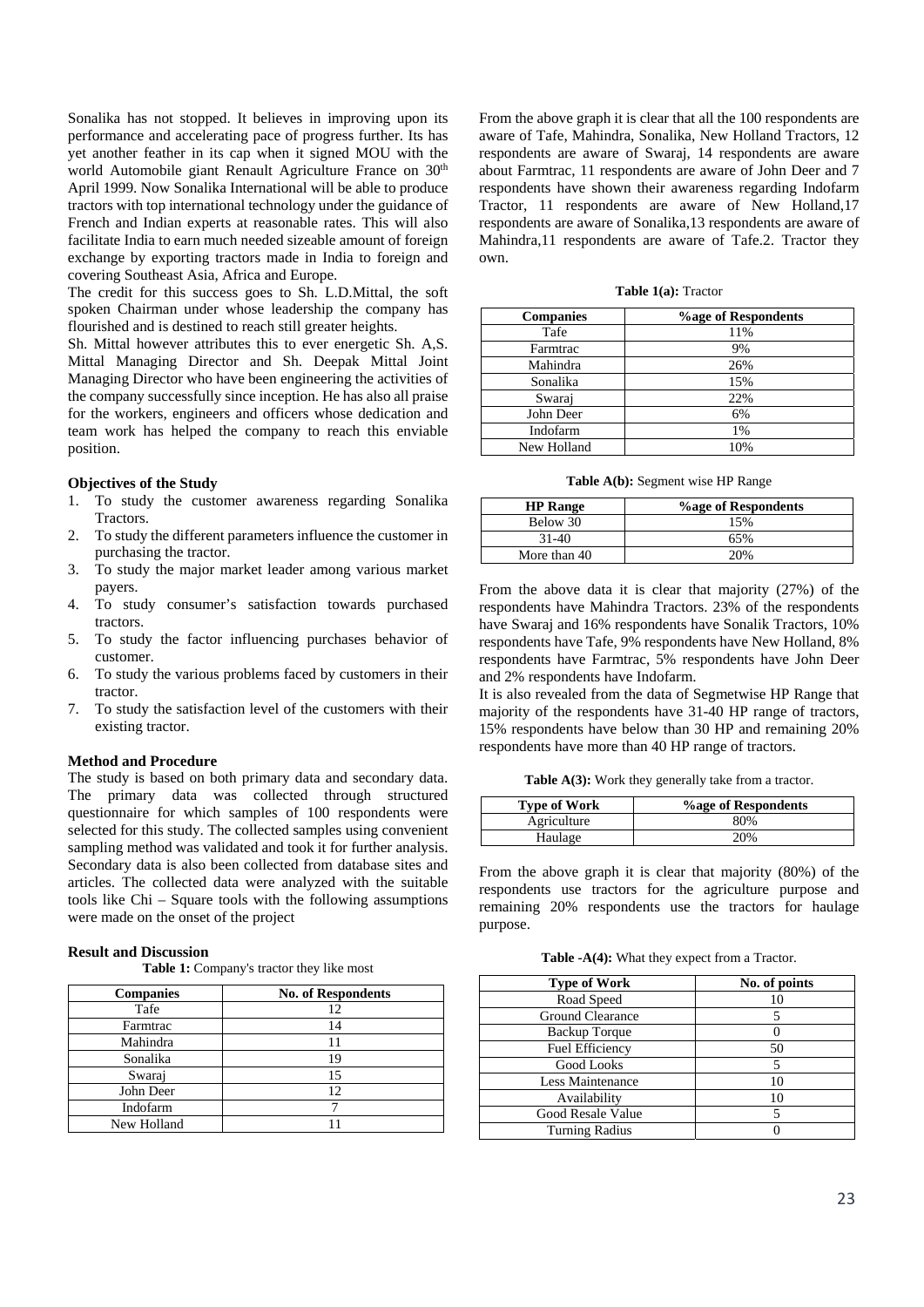Sonalika has not stopped. It believes in improving upon its performance and accelerating pace of progress further. Its has yet another feather in its cap when it signed MOU with the world Automobile giant Renault Agriculture France on 30th April 1999. Now Sonalika International will be able to produce tractors with top international technology under the guidance of French and Indian experts at reasonable rates. This will also facilitate India to earn much needed sizeable amount of foreign exchange by exporting tractors made in India to foreign and covering Southeast Asia, Africa and Europe.

The credit for this success goes to Sh. L.D.Mittal, the soft spoken Chairman under whose leadership the company has flourished and is destined to reach still greater heights.

Sh. Mittal however attributes this to ever energetic Sh. A,S. Mittal Managing Director and Sh. Deepak Mittal Joint Managing Director who have been engineering the activities of the company successfully since inception. He has also all praise for the workers, engineers and officers whose dedication and team work has helped the company to reach this enviable position.

### Objectives of the Study

1. To study the customer awareness regarding Sonalika Tractors.
2. To study the different parameters influence the customer in purchasing the tractor.
3. To study the major market leader among various market payers.
4. To study consumer's satisfaction towards purchased tractors.
5. To study the factor influencing purchases behavior of customer.
6. To study the various problems faced by customers in their tractor.
7. To study the satisfaction level of the customers with their existing tractor.

### Method and Procedure

The study is based on both primary data and secondary data. The primary data was collected through structured questionnaire for which samples of 100 respondents were selected for this study. The collected samples using convenient sampling method was validated and took it for further analysis. Secondary data is also been collected from database sites and articles. The collected data were analyzed with the suitable tools like Chi – Square tools with the following assumptions were made on the onset of the project

### Result and Discussion

**Table 1:** Company's tractor they like most

| Companies | No. of Respondents |
|---|---|
| Tafe | 12 |
| Farmtrac | 14 |
| Mahindra | 11 |
| Sonalika | 19 |
| Swaraj | 15 |
| John Deer | 12 |
| Indofarm | 7 |
| New Holland | 11 |

From the above graph it is clear that all the 100 respondents are aware of Tafe, Mahindra, Sonalika, New Holland Tractors, 12 respondents are aware of Swaraj, 14 respondents are aware about Farmtrac, 11 respondents are aware of John Deer and 7 respondents have shown their awareness regarding Indofarm Tractor, 11 respondents are aware of New Holland,17 respondents are aware of Sonalika,13 respondents are aware of Mahindra,11 respondents are aware of Tafe.2. Tractor they own.

**Table 1(a):** Tractor

| Companies | %age of Respondents |
|---|---|
| Tafe | 11% |
| Farmtrac | 9% |
| Mahindra | 26% |
| Sonalika | 15% |
| Swaraj | 22% |
| John Deer | 6% |
| Indofarm | 1% |
| New Holland | 10% |

**Table A(b):** Segment wise HP Range

| HP Range | %age of Respondents |
|---|---|
| Below 30 | 15% |
| 31-40 | 65% |
| More than 40 | 20% |

From the above data it is clear that majority (27%) of the respondents have Mahindra Tractors. 23% of the respondents have Swaraj and 16% respondents have Sonalik Tractors, 10% respondents have Tafe, 9% respondents have New Holland, 8% respondents have Farmtrac, 5% respondents have John Deer and 2% respondents have Indofarm.

It is also revealed from the data of Segmetwise HP Range that majority of the respondents have 31-40 HP range of tractors, 15% respondents have below than 30 HP and remaining 20% respondents have more than 40 HP range of tractors.

**Table A(3):** Work they generally take from a tractor.

| Type of Work | %age of Respondents |
|---|---|
| Agriculture | 80% |
| Haulage | 20% |

From the above graph it is clear that majority (80%) of the respondents use tractors for the agriculture purpose and remaining 20% respondents use the tractors for haulage purpose.

**Table -A(4):** What they expect from a Tractor.

| Type of Work | No. of points |
|---|---|
| Road Speed | 10 |
| Ground Clearance | 5 |
| Backup Torque | 0 |
| Fuel Efficiency | 50 |
| Good Looks | 5 |
| Less Maintenance | 10 |
| Availability | 10 |
| Good Resale Value | 5 |
| Turning Radius | 0 |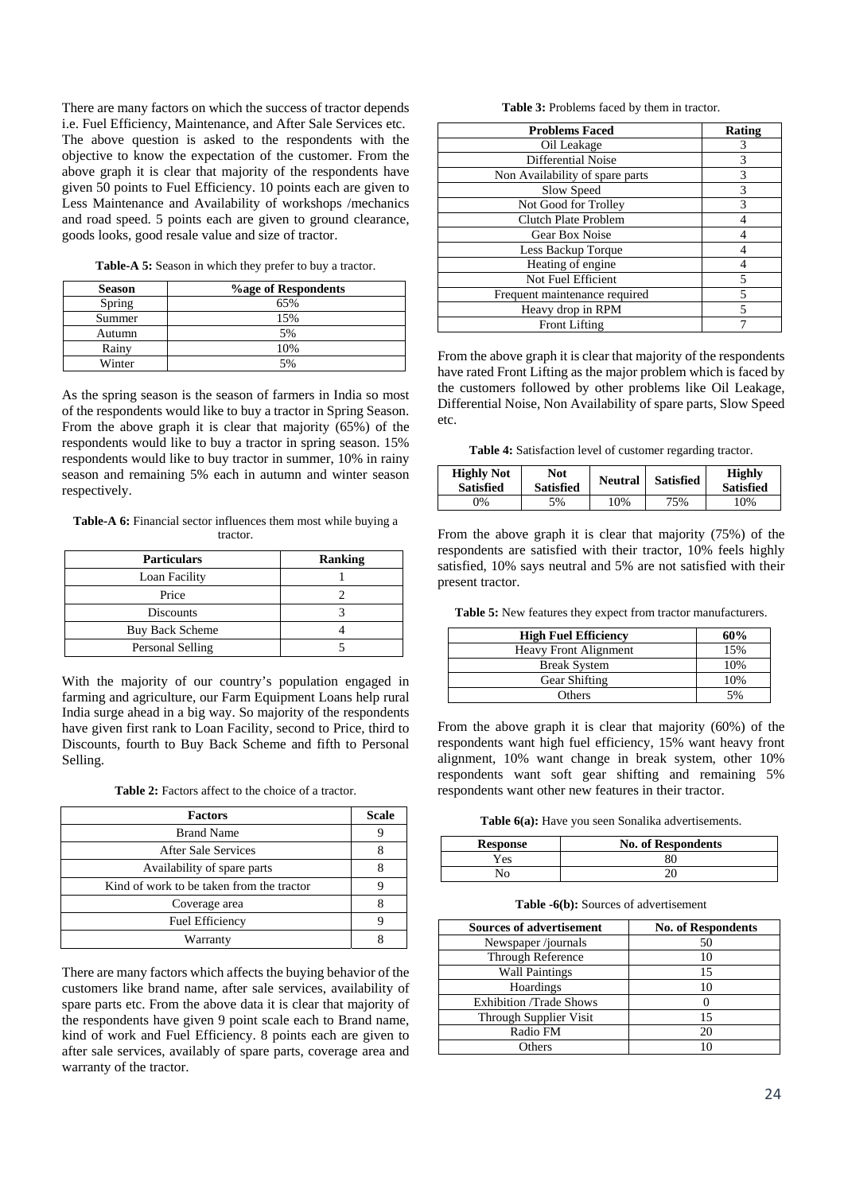There are many factors on which the success of tractor depends i.e. Fuel Efficiency, Maintenance, and After Sale Services etc. The above question is asked to the respondents with the objective to know the expectation of the customer. From the above graph it is clear that majority of the respondents have given 50 points to Fuel Efficiency. 10 points each are given to Less Maintenance and Availability of workshops /mechanics and road speed. 5 points each are given to ground clearance, goods looks, good resale value and size of tractor.

**Table-A 5:** Season in which they prefer to buy a tractor.

| Season | %age of Respondents |
|---|---|
| Spring | 65% |
| Summer | 15% |
| Autumn | 5% |
| Rainy | 10% |
| Winter | 5% |

As the spring season is the season of farmers in India so most of the respondents would like to buy a tractor in Spring Season. From the above graph it is clear that majority (65%) of the respondents would like to buy a tractor in spring season. 15% respondents would like to buy tractor in summer, 10% in rainy season and remaining 5% each in autumn and winter season respectively.

**Table-A 6:** Financial sector influences them most while buying a tractor.

| Particulars | Ranking |
|---|---|
| Loan Facility | 1 |
| Price | 2 |
| Discounts | 3 |
| Buy Back Scheme | 4 |
| Personal Selling | 5 |

With the majority of our country's population engaged in farming and agriculture, our Farm Equipment Loans help rural India surge ahead in a big way. So majority of the respondents have given first rank to Loan Facility, second to Price, third to Discounts, fourth to Buy Back Scheme and fifth to Personal Selling.

**Table 2:** Factors affect to the choice of a tractor.

| Factors | Scale |
|---|---|
| Brand Name | 9 |
| After Sale Services | 8 |
| Availability of spare parts | 8 |
| Kind of work to be taken from the tractor | 9 |
| Coverage area | 8 |
| Fuel Efficiency | 9 |
| Warranty | 8 |

There are many factors which affects the buying behavior of the customers like brand name, after sale services, availability of spare parts etc. From the above data it is clear that majority of the respondents have given 9 point scale each to Brand name, kind of work and Fuel Efficiency. 8 points each are given to after sale services, availably of spare parts, coverage area and warranty of the tractor.

**Table 3:** Problems faced by them in tractor.

| Problems Faced | Rating |
|---|---|
| Oil Leakage | 3 |
| Differential Noise | 3 |
| Non Availability of spare parts | 3 |
| Slow Speed | 3 |
| Not Good for Trolley | 3 |
| Clutch Plate Problem | 4 |
| Gear Box Noise | 4 |
| Less Backup Torque | 4 |
| Heating of engine | 4 |
| Not Fuel Efficient | 5 |
| Frequent maintenance required | 5 |
| Heavy drop in RPM | 5 |
| Front Lifting | 7 |

From the above graph it is clear that majority of the respondents have rated Front Lifting as the major problem which is faced by the customers followed by other problems like Oil Leakage, Differential Noise, Non Availability of spare parts, Slow Speed etc.

**Table 4:** Satisfaction level of customer regarding tractor.

| Highly Not Satisfied | Not Satisfied | Neutral | Satisfied | Highly Satisfied |
|---|---|---|---|---|
| 0% | 5% | 10% | 75% | 10% |

From the above graph it is clear that majority (75%) of the respondents are satisfied with their tractor, 10% feels highly satisfied, 10% says neutral and 5% are not satisfied with their present tractor.

**Table 5:** New features they expect from tractor manufacturers.

| High Fuel Efficiency | 60% |
|---|---|
| Heavy Front Alignment | 15% |
| Break System | 10% |
| Gear Shifting | 10% |
| Others | 5% |

From the above graph it is clear that majority (60%) of the respondents want high fuel efficiency, 15% want heavy front alignment, 10% want change in break system, other 10% respondents want soft gear shifting and remaining 5% respondents want other new features in their tractor.

**Table 6(a):** Have you seen Sonalika advertisements.

| Response | No. of Respondents |
|---|---|
| Yes | 80 |
| No | 20 |

**Table -6(b):** Sources of advertisement

| Sources of advertisement | No. of Respondents |
|---|---|
| Newspaper /journals | 50 |
| Through Reference | 10 |
| Wall Paintings | 15 |
| Hoardings | 10 |
| Exhibition /Trade Shows | 0 |
| Through Supplier Visit | 15 |
| Radio FM | 20 |
| Others | 10 |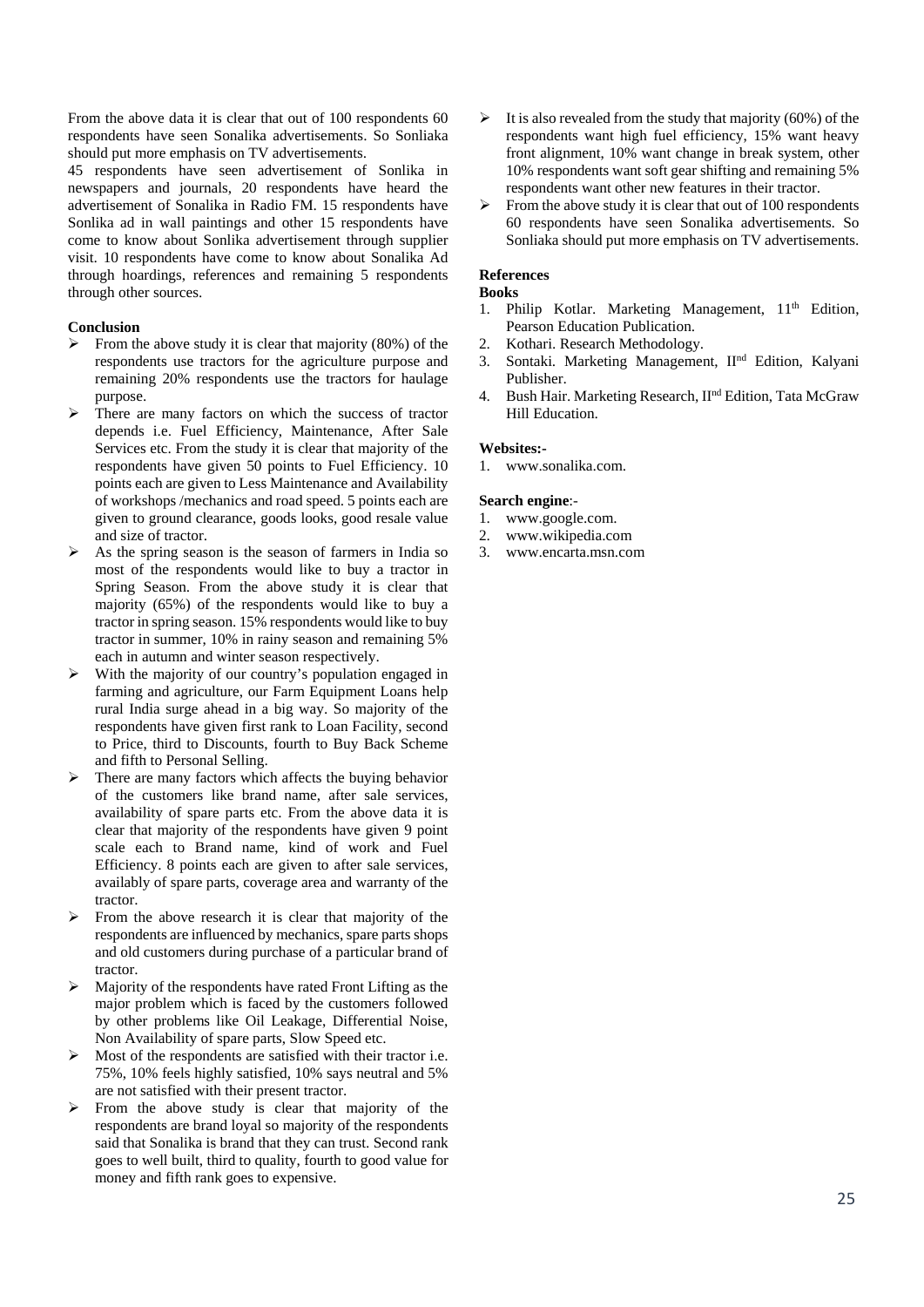From the above data it is clear that out of 100 respondents 60 respondents have seen Sonalika advertisements. So Sonliaka should put more emphasis on TV advertisements.

45 respondents have seen advertisement of Sonlika in newspapers and journals, 20 respondents have heard the advertisement of Sonalika in Radio FM. 15 respondents have Sonlika ad in wall paintings and other 15 respondents have come to know about Sonlika advertisement through supplier visit. 10 respondents have come to know about Sonalika Ad through hoardings, references and remaining 5 respondents through other sources.

**Conclusion**

- From the above study it is clear that majority (80%) of the respondents use tractors for the agriculture purpose and remaining 20% respondents use the tractors for haulage purpose.
- There are many factors on which the success of tractor depends i.e. Fuel Efficiency, Maintenance, After Sale Services etc. From the study it is clear that majority of the respondents have given 50 points to Fuel Efficiency. 10 points each are given to Less Maintenance and Availability of workshops /mechanics and road speed. 5 points each are given to ground clearance, goods looks, good resale value and size of tractor.
- As the spring season is the season of farmers in India so most of the respondents would like to buy a tractor in Spring Season. From the above study it is clear that majority (65%) of the respondents would like to buy a tractor in spring season. 15% respondents would like to buy tractor in summer, 10% in rainy season and remaining 5% each in autumn and winter season respectively.
- With the majority of our country's population engaged in farming and agriculture, our Farm Equipment Loans help rural India surge ahead in a big way. So majority of the respondents have given first rank to Loan Facility, second to Price, third to Discounts, fourth to Buy Back Scheme and fifth to Personal Selling.
- There are many factors which affects the buying behavior of the customers like brand name, after sale services, availability of spare parts etc. From the above data it is clear that majority of the respondents have given 9 point scale each to Brand name, kind of work and Fuel Efficiency. 8 points each are given to after sale services, availably of spare parts, coverage area and warranty of the tractor.
- From the above research it is clear that majority of the respondents are influenced by mechanics, spare parts shops and old customers during purchase of a particular brand of tractor.
- Majority of the respondents have rated Front Lifting as the major problem which is faced by the customers followed by other problems like Oil Leakage, Differential Noise, Non Availability of spare parts, Slow Speed etc.
- Most of the respondents are satisfied with their tractor i.e. 75%, 10% feels highly satisfied, 10% says neutral and 5% are not satisfied with their present tractor.
- From the above study is clear that majority of the respondents are brand loyal so majority of the respondents said that Sonalika is brand that they can trust. Second rank goes to well built, third to quality, fourth to good value for money and fifth rank goes to expensive.
- It is also revealed from the study that majority (60%) of the respondents want high fuel efficiency, 15% want heavy front alignment, 10% want change in break system, other 10% respondents want soft gear shifting and remaining 5% respondents want other new features in their tractor.
- From the above study it is clear that out of 100 respondents 60 respondents have seen Sonalika advertisements. So Sonliaka should put more emphasis on TV advertisements.

**References**

**Books**

1. Philip Kotlar. Marketing Management, 11th Edition, Pearson Education Publication.
2. Kothari. Research Methodology.
3. Sontaki. Marketing Management, IInd Edition, Kalyani Publisher.
4. Bush Hair. Marketing Research, IInd Edition, Tata McGraw Hill Education.

**Websites:-**

1. www.sonalika.com.

**Search engine**:-

1. www.google.com.
2. www.wikipedia.com
3. www.encarta.msn.com